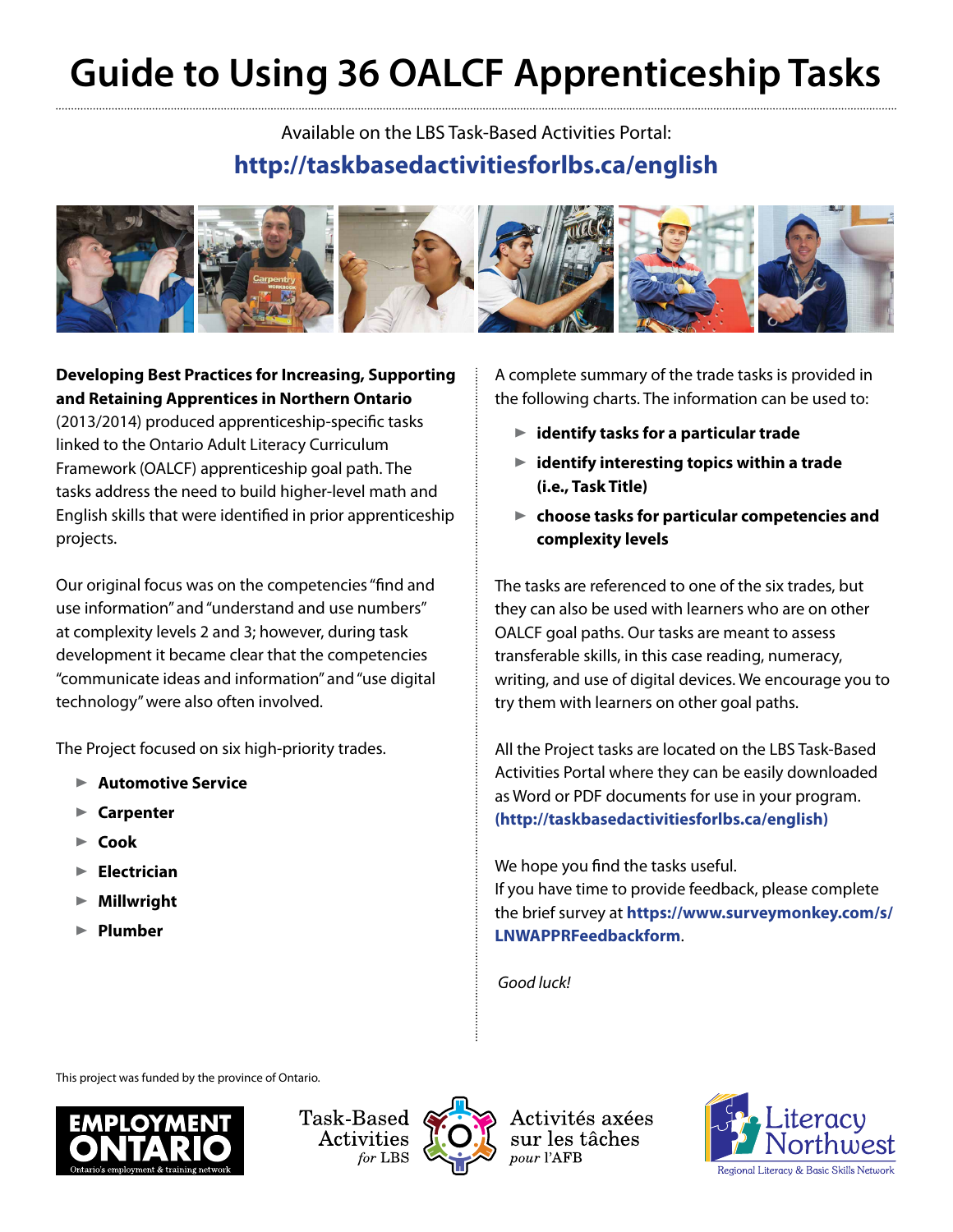# Guide to Using 36 OALCF Apprenticeship Tasks

Available on the LBS Task-Based Activities Portal:

**http://taskbasedactivitiesforlbs.ca/english**

**Developing Best Practices for Increasing, Supporting and Retaining Apprentices in Northern Ontario** (2013/2014) produced apprenticeship-specific tasks linked to the Ontario Adult Literacy Curriculum Framework (OALCF) apprenticeship goal path. The tasks address the need to build higher-level math and English skills that were identified in prior apprenticeship projects.

Our original focus was on the competencies "find and use information" and "understand and use numbers" at complexity levels 2 and 3; however, during task development it became clear that the competencies "communicate ideas and information" and "use digital technology" were also often involved.

The Project focused on six high-priority trades.

- **Automotive Service**
- **Carpenter**
- **Cook**
- **Electrician**
- **Millwright**
- **Plumber**

A complete summary of the trade tasks is provided in the following charts. The information can be used to:

- **identify tasks for a particular trade**
- **identify interesting topics within a trade (i.e., Task Title)**
- **choose tasks for particular competencies and complexity levels**

The tasks are referenced to one of the six trades, but they can also be used with learners who are on other OALCF goal paths. Our tasks are meant to assess transferable skills, in this case reading, numeracy, writing, and use of digital devices. We encourage you to try them with learners on other goal paths.

All the Project tasks are located on the LBS Task-Based Activities Portal where they can be easily downloaded as Word or PDF documents for use in your program. **(http://taskbasedactivitiesforlbs.ca/english)**

We hope you find the tasks useful.
If you have time to provide feedback, please complete the brief survey at **https://www.surveymonkey.com/s/LNWAPPRFeedbackform**.

*Good luck!*

This project was funded by the province of Ontario.

EMPLOYMENT ONTARIO — Ontario's employment & training network

Task-Based Activities *for* LBS — Activités axées sur les tâches *pour* l'AFB

Literacy Northwest — Regional Literacy & Basic Skills Network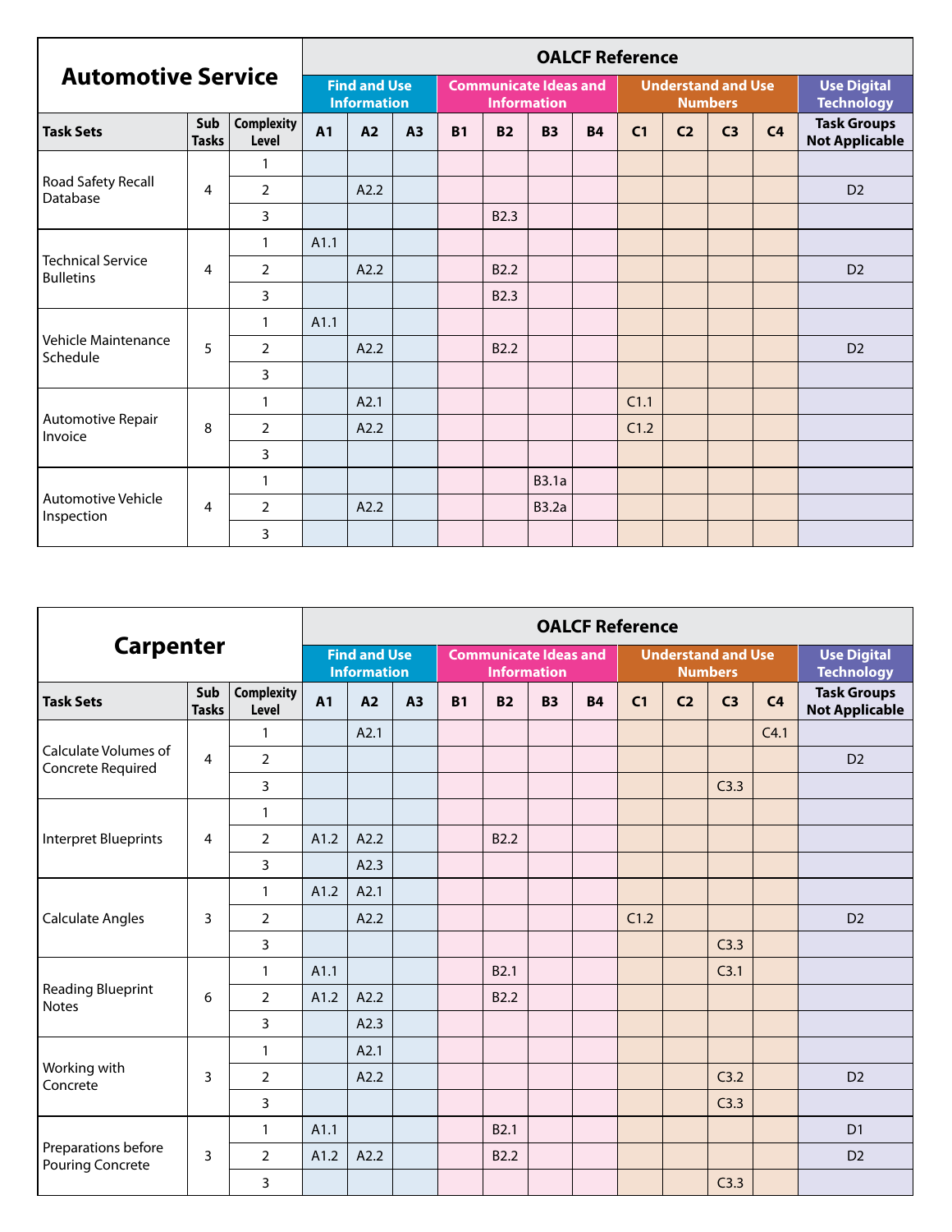## Automotive Service

| Task Sets | Sub Tasks | Complexity Level | OALCF Reference | | | | | | | | | | | |
|---|---|---|---|---|---|---|---|---|---|---|---|---|---|---|
| | | | Find and Use Information | | | Communicate Ideas and Information | | | | Understand and Use Numbers | | | | Use Digital Technology |
| | | | A1 | A2 | A3 | B1 | B2 | B3 | B4 | C1 | C2 | C3 | C4 | Task Groups Not Applicable |
| Road Safety Recall Database | 4 | 1 | | | | | | | | | | | | |
| | | 2 | | A2.2 | | | | | | | | | | D2 |
| | | 3 | | | | | B2.3 | | | | | | | |
| Technical Service Bulletins | 4 | 1 | A1.1 | | | | | | | | | | | |
| | | 2 | | A2.2 | | | B2.2 | | | | | | | D2 |
| | | 3 | | | | | B2.3 | | | | | | | |
| Vehicle Maintenance Schedule | 5 | 1 | A1.1 | | | | | | | | | | | |
| | | 2 | | A2.2 | | | B2.2 | | | | | | | D2 |
| | | 3 | | | | | | | | | | | | |
| Automotive Repair Invoice | 8 | 1 | | A2.1 | | | | | | C1.1 | | | | |
| | | 2 | | A2.2 | | | | | | C1.2 | | | | |
| | | 3 | | | | | | | | | | | | |
| Automotive Vehicle Inspection | 4 | 1 | | | | | | B3.1a | | | | | | |
| | | 2 | | A2.2 | | | | B3.2a | | | | | | |
| | | 3 | | | | | | | | | | | | |

## Carpenter

| Task Sets | Sub Tasks | Complexity Level | OALCF Reference | | | | | | | | | | | |
|---|---|---|---|---|---|---|---|---|---|---|---|---|---|---|
| | | | Find and Use Information | | | Communicate Ideas and Information | | | | Understand and Use Numbers | | | | Use Digital Technology |
| | | | A1 | A2 | A3 | B1 | B2 | B3 | B4 | C1 | C2 | C3 | C4 | Task Groups Not Applicable |
| Calculate Volumes of Concrete Required | 4 | 1 | | A2.1 | | | | | | | | | C4.1 | |
| | | 2 | | | | | | | | | | | | D2 |
| | | 3 | | | | | | | | | | C3.3 | | |
| Interpret Blueprints | 4 | 1 | | | | | | | | | | | | |
| | | 2 | A1.2 | A2.2 | | | B2.2 | | | | | | | |
| | | 3 | | A2.3 | | | | | | | | | | |
| Calculate Angles | 3 | 1 | A1.2 | A2.1 | | | | | | | | | | |
| | | 2 | | A2.2 | | | | | | C1.2 | | | | D2 |
| | | 3 | | | | | | | | | | C3.3 | | |
| Reading Blueprint Notes | 6 | 1 | A1.1 | | | | B2.1 | | | | | C3.1 | | |
| | | 2 | A1.2 | A2.2 | | | B2.2 | | | | | | | |
| | | 3 | | A2.3 | | | | | | | | | | |
| Working with Concrete | 3 | 1 | | A2.1 | | | | | | | | | | |
| | | 2 | | A2.2 | | | | | | | | C3.2 | | D2 |
| | | 3 | | | | | | | | | | C3.3 | | |
| Preparations before Pouring Concrete | 3 | 1 | A1.1 | | | | B2.1 | | | | | | | D1 |
| | | 2 | A1.2 | A2.2 | | | B2.2 | | | | | | | D2 |
| | | 3 | | | | | | | | | | C3.3 | | |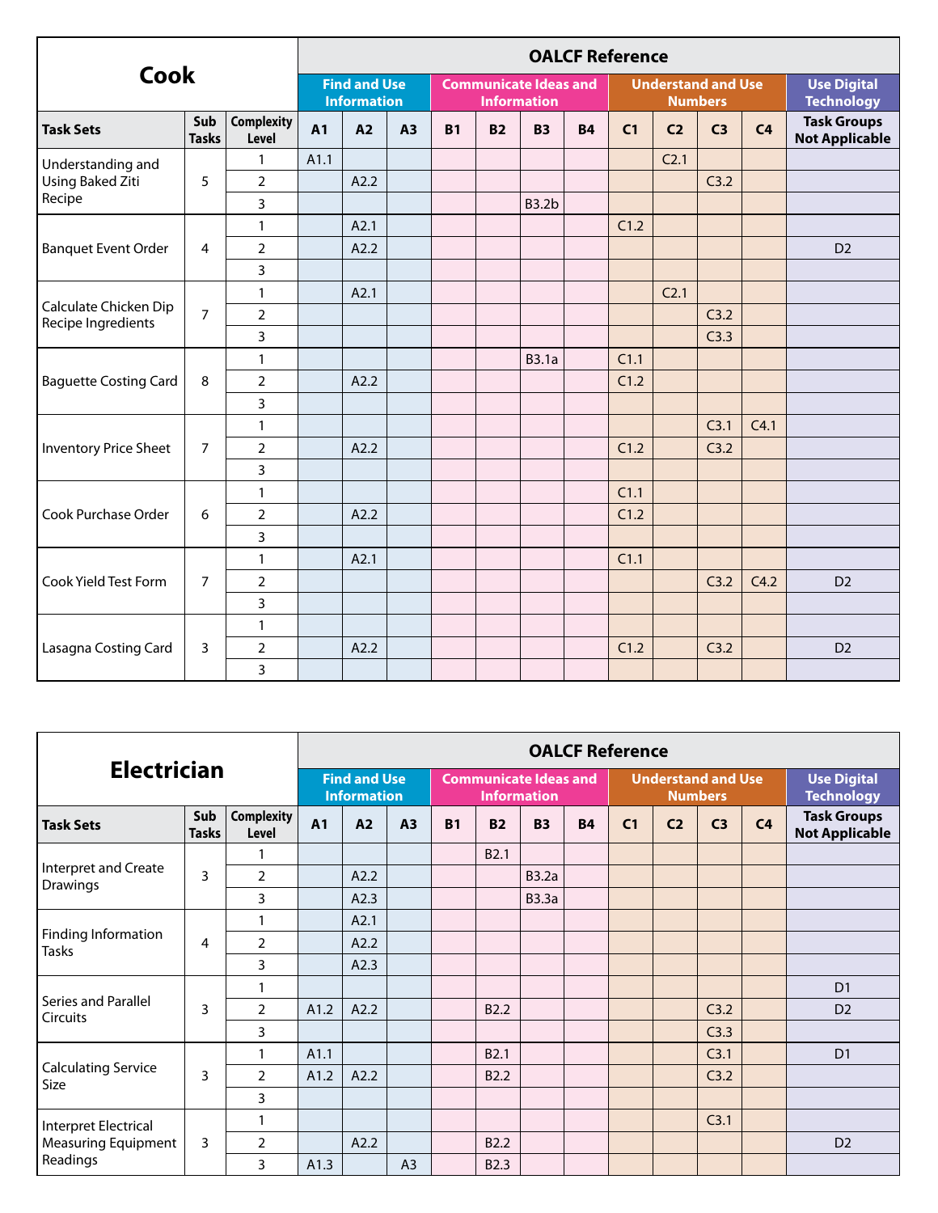| **Cook** | | | OALCF Reference | | | | | | | | | | | |
|---|---|---|---|---|---|---|---|---|---|---|---|---|---|---|
| | | | Find and Use Information | | | Communicate Ideas and Information | | | | Understand and Use Numbers | | | | Use Digital Technology |
| **Task Sets** | **Sub Tasks** | **Complexity Level** | **A1** | **A2** | **A3** | **B1** | **B2** | **B3** | **B4** | **C1** | **C2** | **C3** | **C4** | **Task Groups Not Applicable** |
| Understanding and Using Baked Ziti Recipe | 5 | 1 | A1.1 | | | | | | | | C2.1 | | | |
| | | 2 | | A2.2 | | | | | | | | C3.2 | | |
| | | 3 | | | | | | B3.2b | | | | | | |
| Banquet Event Order | 4 | 1 | | A2.1 | | | | | | C1.2 | | | | |
| | | 2 | | A2.2 | | | | | | | | | | D2 |
| | | 3 | | | | | | | | | | | | |
| Calculate Chicken Dip Recipe Ingredients | 7 | 1 | | A2.1 | | | | | | | C2.1 | | | |
| | | 2 | | | | | | | | | | C3.2 | | |
| | | 3 | | | | | | | | | | C3.3 | | |
| Baguette Costing Card | 8 | 1 | | | | | | B3.1a | | C1.1 | | | | |
| | | 2 | | A2.2 | | | | | | C1.2 | | | | |
| | | 3 | | | | | | | | | | | | |
| Inventory Price Sheet | 7 | 1 | | | | | | | | | | C3.1 | C4.1 | |
| | | 2 | | A2.2 | | | | | | C1.2 | | C3.2 | | |
| | | 3 | | | | | | | | | | | | |
| Cook Purchase Order | 6 | 1 | | | | | | | | C1.1 | | | | |
| | | 2 | | A2.2 | | | | | | C1.2 | | | | |
| | | 3 | | | | | | | | | | | | |
| Cook Yield Test Form | 7 | 1 | | A2.1 | | | | | | C1.1 | | | | |
| | | 2 | | | | | | | | | | C3.2 | C4.2 | D2 |
| | | 3 | | | | | | | | | | | | |
| Lasagna Costing Card | 3 | 1 | | | | | | | | | | | | |
| | | 2 | | A2.2 | | | | | | C1.2 | | C3.2 | | D2 |
| | | 3 | | | | | | | | | | | | |

| **Electrician** | | | OALCF Reference | | | | | | | | | | | |
|---|---|---|---|---|---|---|---|---|---|---|---|---|---|---|
| | | | Find and Use Information | | | Communicate Ideas and Information | | | | Understand and Use Numbers | | | | Use Digital Technology |
| **Task Sets** | **Sub Tasks** | **Complexity Level** | **A1** | **A2** | **A3** | **B1** | **B2** | **B3** | **B4** | **C1** | **C2** | **C3** | **C4** | **Task Groups Not Applicable** |
| Interpret and Create Drawings | 3 | 1 | | | | | B2.1 | | | | | | | |
| | | 2 | | A2.2 | | | | B3.2a | | | | | | |
| | | 3 | | A2.3 | | | | B3.3a | | | | | | |
| Finding Information Tasks | 4 | 1 | | A2.1 | | | | | | | | | | |
| | | 2 | | A2.2 | | | | | | | | | | |
| | | 3 | | A2.3 | | | | | | | | | | |
| Series and Parallel Circuits | 3 | 1 | | | | | | | | | | | | D1 |
| | | 2 | A1.2 | A2.2 | | | B2.2 | | | | | C3.2 | | D2 |
| | | 3 | | | | | | | | | | C3.3 | | |
| Calculating Service Size | 3 | 1 | A1.1 | | | | B2.1 | | | | | C3.1 | | D1 |
| | | 2 | A1.2 | A2.2 | | | B2.2 | | | | | C3.2 | | |
| | | 3 | | | | | | | | | | | | |
| Interpret Electrical Measuring Equipment Readings | 3 | 1 | | | | | | | | | | C3.1 | | |
| | | 2 | | A2.2 | | | B2.2 | | | | | | | D2 |
| | | 3 | A1.3 | | A3 | | B2.3 | | | | | | | |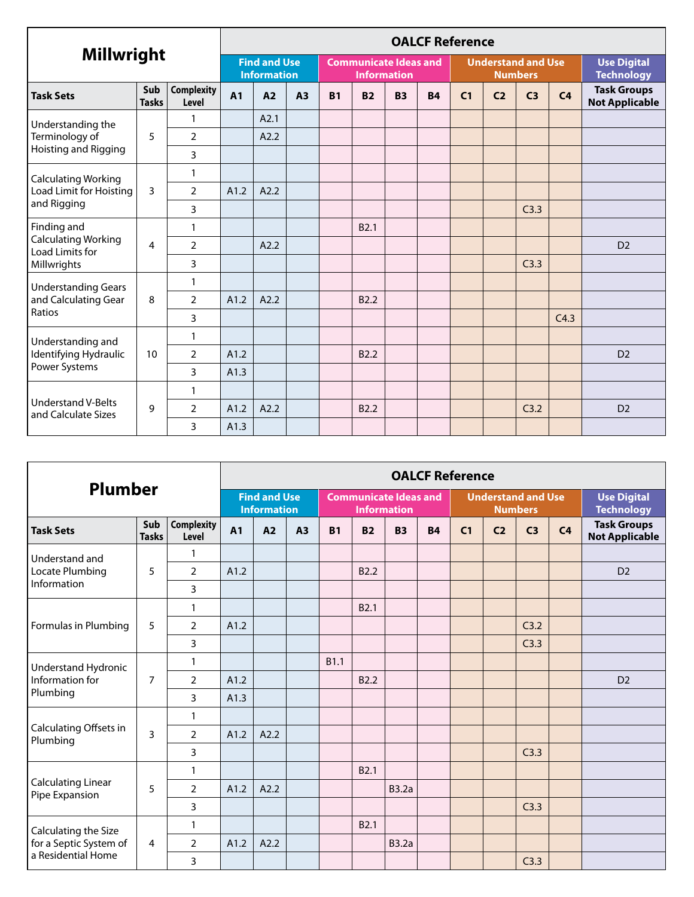| Millwright | | | OALCF Reference | | | | | | | | | | | |
|---|---|---|---|---|---|---|---|---|---|---|---|---|---|---|
| | | | Find and Use Information | | | Communicate Ideas and Information | | | | Understand and Use Numbers | | | | Use Digital Technology |
| Task Sets | Sub Tasks | Complexity Level | A1 | A2 | A3 | B1 | B2 | B3 | B4 | C1 | C2 | C3 | C4 | Task Groups Not Applicable |
| Understanding the Terminology of Hoisting and Rigging | 5 | 1 | | A2.1 | | | | | | | | | | |
| | | 2 | | A2.2 | | | | | | | | | | |
| | | 3 | | | | | | | | | | | | |
| Calculating Working Load Limit for Hoisting and Rigging | 3 | 1 | | | | | | | | | | | | |
| | | 2 | A1.2 | A2.2 | | | | | | | | | | |
| | | 3 | | | | | | | | | | C3.3 | | |
| Finding and Calculating Working Load Limits for Millwrights | 4 | 1 | | | | | B2.1 | | | | | | | |
| | | 2 | | A2.2 | | | | | | | | | | D2 |
| | | 3 | | | | | | | | | | C3.3 | | |
| Understanding Gears and Calculating Gear Ratios | 8 | 1 | | | | | | | | | | | | |
| | | 2 | A1.2 | A2.2 | | | B2.2 | | | | | | | |
| | | 3 | | | | | | | | | | | C4.3 | |
| Understanding and Identifying Hydraulic Power Systems | 10 | 1 | | | | | | | | | | | | |
| | | 2 | A1.2 | | | | B2.2 | | | | | | | D2 |
| | | 3 | A1.3 | | | | | | | | | | | |
| Understand V-Belts and Calculate Sizes | 9 | 1 | | | | | | | | | | | | |
| | | 2 | A1.2 | A2.2 | | | B2.2 | | | | | C3.2 | | D2 |
| | | 3 | A1.3 | | | | | | | | | | | |

| Plumber | | | OALCF Reference | | | | | | | | | | | |
|---|---|---|---|---|---|---|---|---|---|---|---|---|---|---|
| | | | Find and Use Information | | | Communicate Ideas and Information | | | | Understand and Use Numbers | | | | Use Digital Technology |
| Task Sets | Sub Tasks | Complexity Level | A1 | A2 | A3 | B1 | B2 | B3 | B4 | C1 | C2 | C3 | C4 | Task Groups Not Applicable |
| Understand and Locate Plumbing Information | 5 | 1 | | | | | | | | | | | | |
| | | 2 | A1.2 | | | | B2.2 | | | | | | | D2 |
| | | 3 | | | | | | | | | | | | |
| Formulas in Plumbing | 5 | 1 | | | | | B2.1 | | | | | | | |
| | | 2 | A1.2 | | | | | | | | | C3.2 | | |
| | | 3 | | | | | | | | | | C3.3 | | |
| Understand Hydronic Information for Plumbing | 7 | 1 | | | | B1.1 | | | | | | | | |
| | | 2 | A1.2 | | | | B2.2 | | | | | | | D2 |
| | | 3 | A1.3 | | | | | | | | | | | |
| Calculating Offsets in Plumbing | 3 | 1 | | | | | | | | | | | | |
| | | 2 | A1.2 | A2.2 | | | | | | | | | | |
| | | 3 | | | | | | | | | | C3.3 | | |
| Calculating Linear Pipe Expansion | 5 | 1 | | | | | B2.1 | | | | | | | |
| | | 2 | A1.2 | A2.2 | | | | B3.2a | | | | | | |
| | | 3 | | | | | | | | | | C3.3 | | |
| Calculating the Size for a Septic System of a Residential Home | 4 | 1 | | | | | B2.1 | | | | | | | |
| | | 2 | A1.2 | A2.2 | | | | B3.2a | | | | | | |
| | | 3 | | | | | | | | | | C3.3 | | |